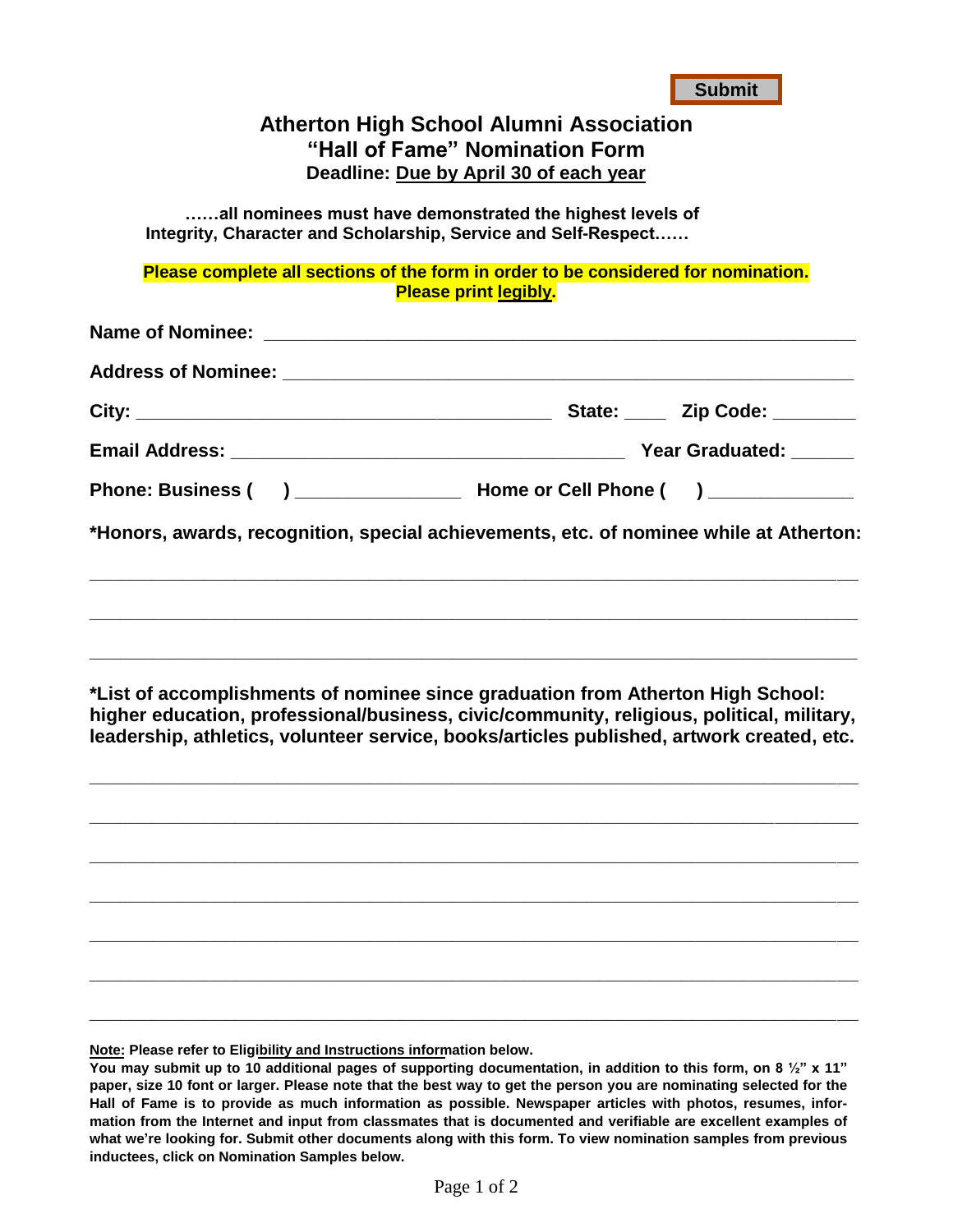Submit

# Atherton High School Alumni Association
# "Hall of Fame" Nomination Form

**Deadline: Due by April 30 of each year**

**……all nominees must have demonstrated the highest levels of Integrity, Character and Scholarship, Service and Self-Respect……**

**Please complete all sections of the form in order to be considered for nomination. Please print legibly.**

**Name of Nominee:** ________________________________________________

**Address of Nominee:** ______________________________________________

**City:** ___________________________________ **State:** ____ **Zip Code:** ________

**Email Address:** _______________________________ **Year Graduated:** ______

**Phone: Business (   )** _______________ **Home or Cell Phone (   )** _____________

**\*Honors, awards, recognition, special achievements, etc. of nominee while at Atherton:**

_____________________________________________________________________

_____________________________________________________________________

_____________________________________________________________________

**\*List of accomplishments of nominee since graduation from Atherton High School: higher education, professional/business, civic/community, religious, political, military, leadership, athletics, volunteer service, books/articles published, artwork created, etc.**

_____________________________________________________________________

_____________________________________________________________________

_____________________________________________________________________

_____________________________________________________________________

_____________________________________________________________________

_____________________________________________________________________

_____________________________________________________________________

**Note: Please refer to Eligibility and Instructions information below.**

**You may submit up to 10 additional pages of supporting documentation, in addition to this form, on 8 ½" x 11" paper, size 10 font or larger. Please note that the best way to get the person you are nominating selected for the Hall of Fame is to provide as much information as possible. Newspaper articles with photos, resumes, information from the Internet and input from classmates that is documented and verifiable are excellent examples of what we're looking for. Submit other documents along with this form. To view nomination samples from previous inductees, click on Nomination Samples below.**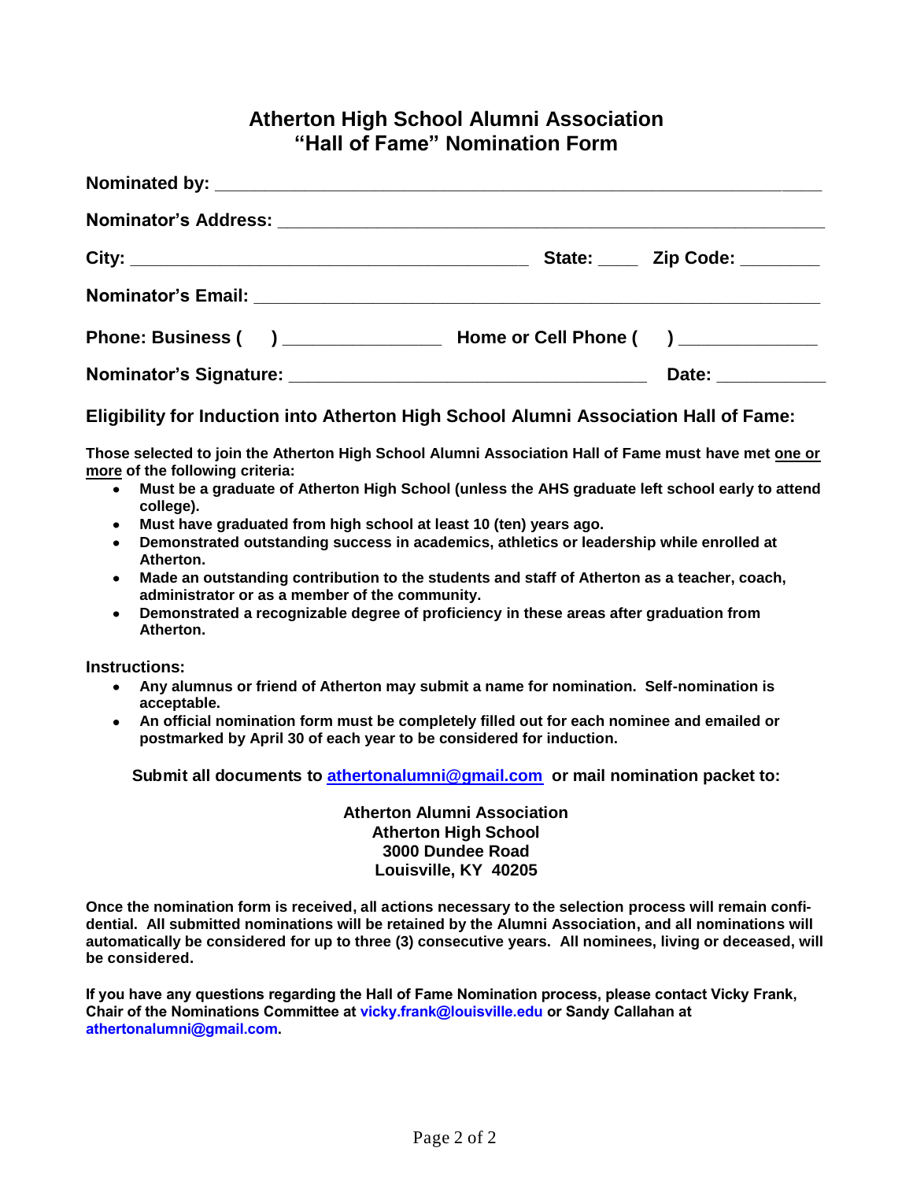# Atherton High School Alumni Association
# “Hall of Fame” Nomination Form

**Nominated by:** ______________________________________________________________

**Nominator’s Address:** _______________________________________________________

**City:** _________________________________________ **State:** ____ **Zip Code:** ________

**Nominator’s Email:** _________________________________________________________

**Phone: Business (    )** _______________ **Home or Cell Phone (    )** _____________

**Nominator’s Signature:** ____________________________________ **Date:** ___________

## Eligibility for Induction into Atherton High School Alumni Association Hall of Fame:

**Those selected to join the Atherton High School Alumni Association Hall of Fame must have met one or more of the following criteria:**

- **Must be a graduate of Atherton High School (unless the AHS graduate left school early to attend college).**
- **Must have graduated from high school at least 10 (ten) years ago.**
- **Demonstrated outstanding success in academics, athletics or leadership while enrolled at Atherton.**
- **Made an outstanding contribution to the students and staff of Atherton as a teacher, coach, administrator or as a member of the community.**
- **Demonstrated a recognizable degree of proficiency in these areas after graduation from Atherton.**

**Instructions:**

- **Any alumnus or friend of Atherton may submit a name for nomination. Self-nomination is acceptable.**
- **An official nomination form must be completely filled out for each nominee and emailed or postmarked by April 30 of each year to be considered for induction.**

**Submit all documents to athertonalumni@gmail.com or mail nomination packet to:**

**Atherton Alumni Association**
**Atherton High School**
**3000 Dundee Road**
**Louisville, KY 40205**

**Once the nomination form is received, all actions necessary to the selection process will remain confidential. All submitted nominations will be retained by the Alumni Association, and all nominations will automatically be considered for up to three (3) consecutive years. All nominees, living or deceased, will be considered.**

**If you have any questions regarding the Hall of Fame Nomination process, please contact Vicky Frank, Chair of the Nominations Committee at vicky.frank@louisville.edu or Sandy Callahan at athertonalumni@gmail.com.**